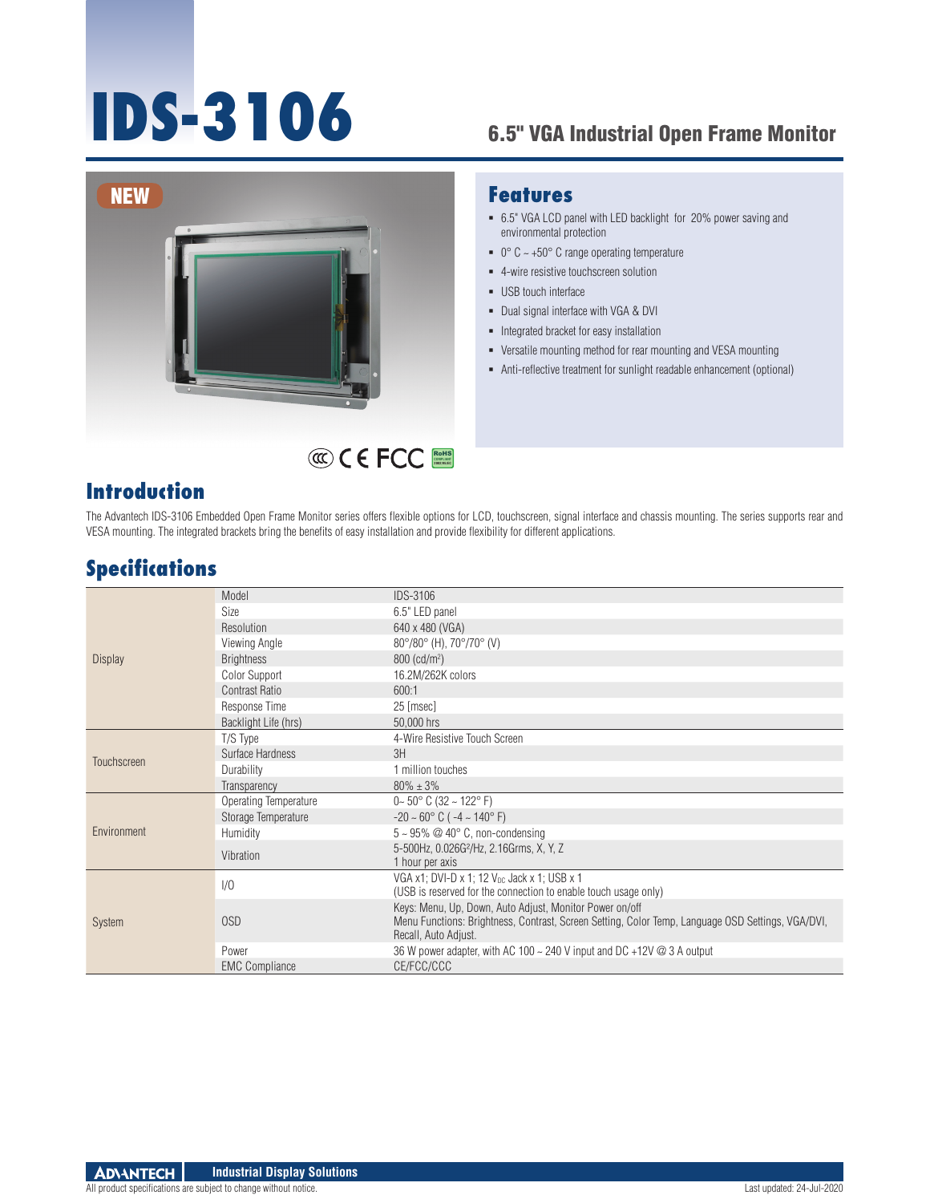# IDS-3106

## 6.5" VGA Industrial Open Frame Monitor

NEW

## Features

- 6.5" VGA LCD panel with LED backlight for 20% power saving and environmental protection
- 0° C ~ +50° C range operating temperature
- 4-wire resistive touchscreen solution
- USB touch interface
- Dual signal interface with VGA & DVI
- Integrated bracket for easy installation
- Versatile mounting method for rear mounting and VESA mounting
- Anti-reflective treatment for sunlight readable enhancement (optional)

## Introduction

The Advantech IDS-3106 Embedded Open Frame Monitor series offers flexible options for LCD, touchscreen, signal interface and chassis mounting. The series supports rear and VESA mounting. The integrated brackets bring the benefits of easy installation and provide flexibility for different applications.

## Specifications

| | | |
|---|---|---|
| Display | Model | IDS-3106 |
| | Size | 6.5" LED panel |
| | Resolution | 640 x 480 (VGA) |
| | Viewing Angle | 80°/80° (H), 70°/70° (V) |
| | Brightness | 800 (cd/m$^2$) |
| | Color Support | 16.2M/262K colors |
| | Contrast Ratio | 600:1 |
| | Response Time | 25 [msec] |
| | Backlight Life (hrs) | 50,000 hrs |
| Touchscreen | T/S Type | 4-Wire Resistive Touch Screen |
| | Surface Hardness | 3H |
| | Durability | 1 million touches |
| | Transparency | 80% ± 3% |
| Environment | Operating Temperature | 0~ 50° C (32 ~ 122° F) |
| | Storage Temperature | -20 ~ 60° C ( -4 ~ 140° F) |
| | Humidity | 5 ~ 95% @ 40° C, non-condensing |
| | Vibration | 5-500Hz, 0.026G$^2$/Hz, 2.16Grms, X, Y, Z<br>1 hour per axis |
| System | I/O | VGA x1; DVI-D x 1; 12 $V_{DC}$ Jack x 1; USB x 1<br>(USB is reserved for the connection to enable touch usage only) |
| | OSD | Keys: Menu, Up, Down, Auto Adjust, Monitor Power on/off<br>Menu Functions: Brightness, Contrast, Screen Setting, Color Temp, Language OSD Settings, VGA/DVI, Recall, Auto Adjust. |
| | Power | 36 W power adapter, with AC 100 ~ 240 V input and DC +12V @ 3 A output |
| | EMC Compliance | CE/FCC/CCC |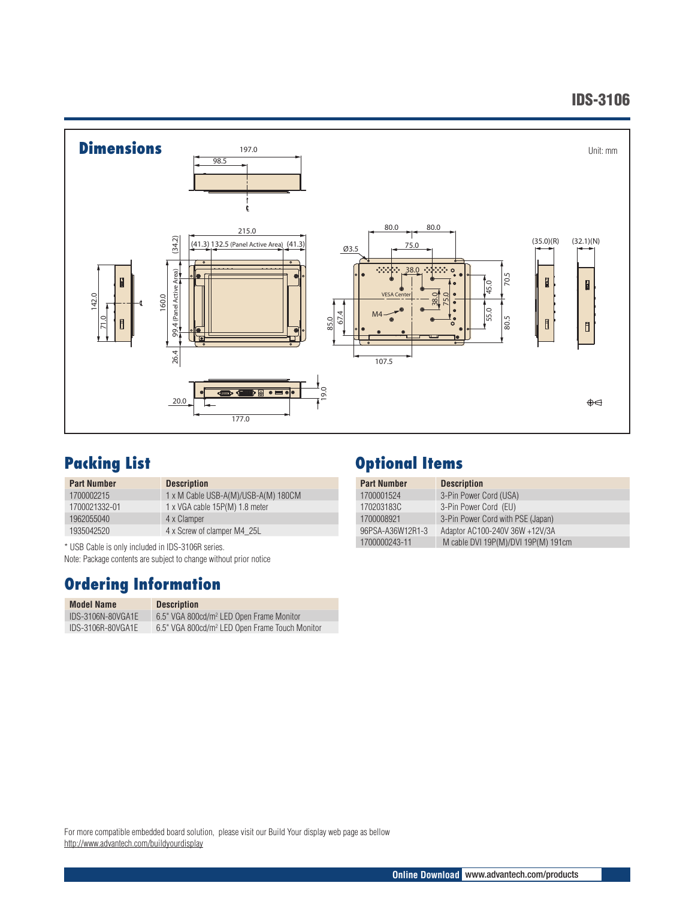## Dimensions

Unit: mm

197.0
98.5
215.0
(41.3) 132.5 (Panel Active Area) (41.3)
(34.2)
142.0
71.0
160.0
99.4 (Panel Active Area)
26.4
80.0
80.0
75.0
Ø3.5
38.0
VESA Center
38.0
75.0
M4
85.0
67.4
45.0
70.5
55.0
80.5
107.5
(35.0)(R)
(32.1)(N)
20.0
177.0
19.0

## Packing List

| Part Number | Description |
|---|---|
| 1700002215 | 1 x M Cable USB-A(M)/USB-A(M) 180CM |
| 1700021332-01 | 1 x VGA cable 15P(M) 1.8 meter |
| 1962055040 | 4 x Clamper |
| 1935042520 | 4 x Screw of clamper M4_25L |

* USB Cable is only included in IDS-3106R series.

Note: Package contents are subject to change without prior notice

## Ordering Information

| Model Name | Description |
|---|---|
| IDS-3106N-80VGA1E | 6.5" VGA 800cd/m² LED Open Frame Monitor |
| IDS-3106R-80VGA1E | 6.5" VGA 800cd/m² LED Open Frame Touch Monitor |

## Optional Items

| Part Number | Description |
|---|---|
| 1700001524 | 3-Pin Power Cord (USA) |
| 170203183C | 3-Pin Power Cord (EU) |
| 1700008921 | 3-Pin Power Cord with PSE (Japan) |
| 96PSA-A36W12R1-3 | Adaptor AC100-240V 36W +12V/3A |
| 1700000243-11 | M cable DVI 19P(M)/DVI 19P(M) 191cm |

For more compatible embedded board solution, please visit our Build Your display web page as bellow
http://www.advantech.com/buildyourdisplay

**Online Download** www.advantech.com/products